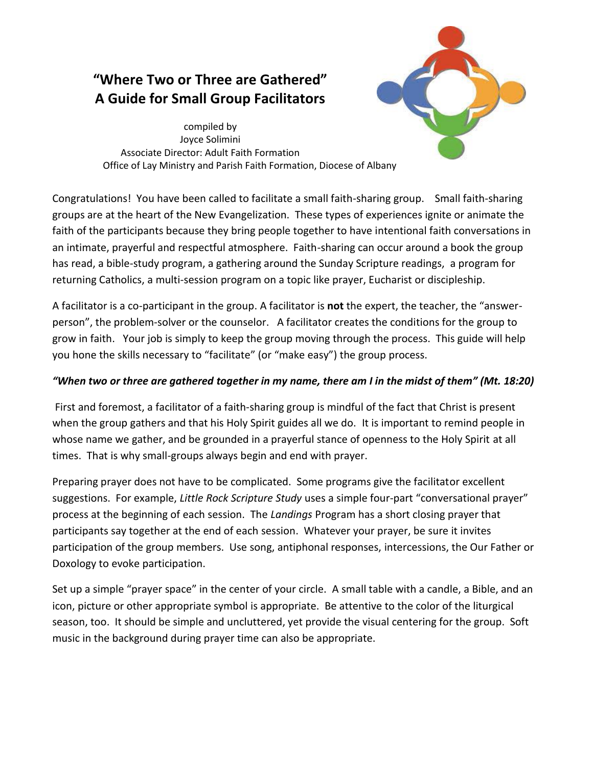# "Where Two or Three are Gathered"
# A Guide for Small Group Facilitators

compiled by
Joyce Solimini
Associate Director: Adult Faith Formation
Office of Lay Ministry and Parish Faith Formation, Diocese of Albany

Congratulations! You have been called to facilitate a small faith-sharing group. Small faith-sharing groups are at the heart of the New Evangelization. These types of experiences ignite or animate the faith of the participants because they bring people together to have intentional faith conversations in an intimate, prayerful and respectful atmosphere. Faith-sharing can occur around a book the group has read, a bible-study program, a gathering around the Sunday Scripture readings, a program for returning Catholics, a multi-session program on a topic like prayer, Eucharist or discipleship.

A facilitator is a co-participant in the group. A facilitator is **not** the expert, the teacher, the "answer-person", the problem-solver or the counselor. A facilitator creates the conditions for the group to grow in faith. Your job is simply to keep the group moving through the process. This guide will help you hone the skills necessary to "facilitate" (or "make easy") the group process.

***"When two or three are gathered together in my name, there am I in the midst of them" (Mt. 18:20)***

First and foremost, a facilitator of a faith-sharing group is mindful of the fact that Christ is present when the group gathers and that his Holy Spirit guides all we do. It is important to remind people in whose name we gather, and be grounded in a prayerful stance of openness to the Holy Spirit at all times. That is why small-groups always begin and end with prayer.

Preparing prayer does not have to be complicated. Some programs give the facilitator excellent suggestions. For example, *Little Rock Scripture Study* uses a simple four-part "conversational prayer" process at the beginning of each session. The *Landings* Program has a short closing prayer that participants say together at the end of each session. Whatever your prayer, be sure it invites participation of the group members. Use song, antiphonal responses, intercessions, the Our Father or Doxology to evoke participation.

Set up a simple "prayer space" in the center of your circle. A small table with a candle, a Bible, and an icon, picture or other appropriate symbol is appropriate. Be attentive to the color of the liturgical season, too. It should be simple and uncluttered, yet provide the visual centering for the group. Soft music in the background during prayer time can also be appropriate.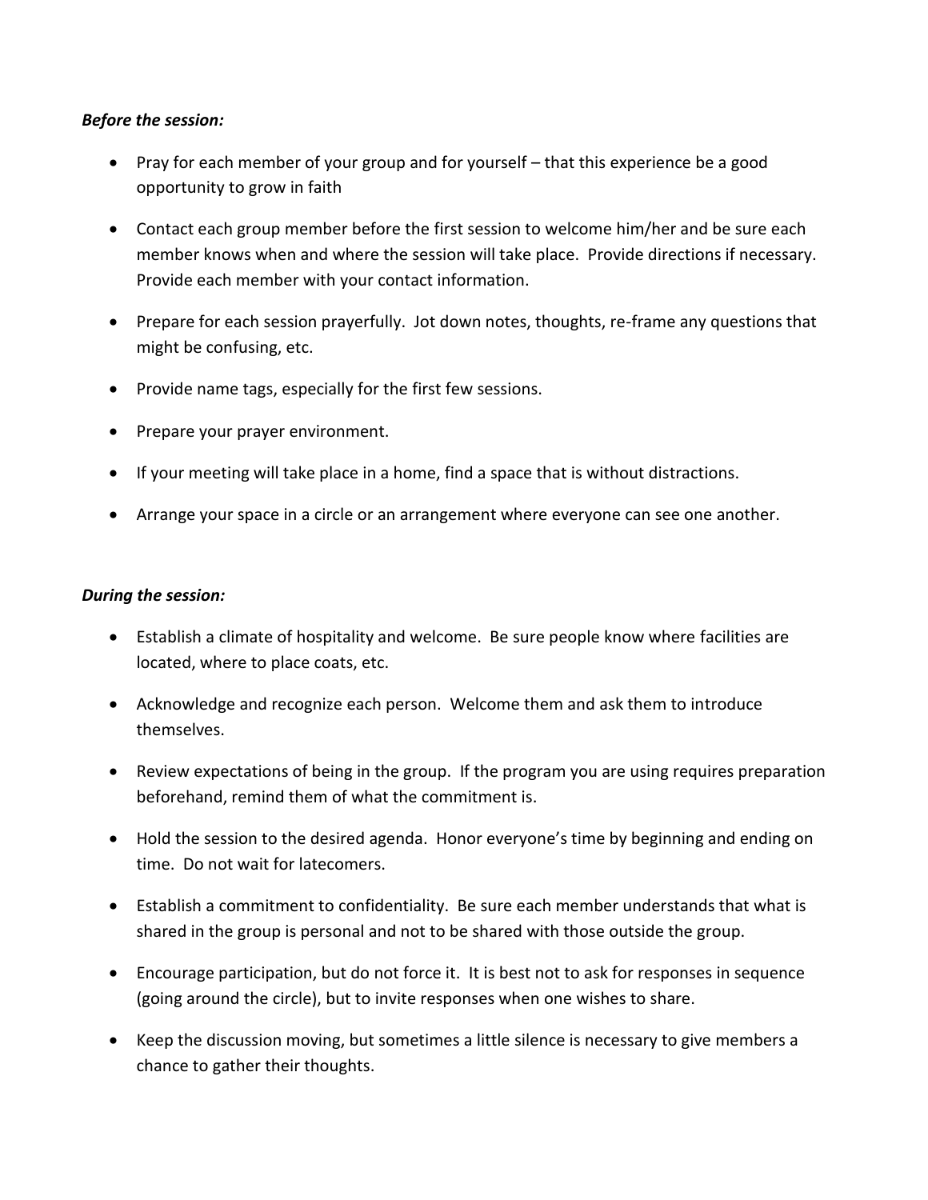***Before the session:***

- Pray for each member of your group and for yourself – that this experience be a good opportunity to grow in faith
- Contact each group member before the first session to welcome him/her and be sure each member knows when and where the session will take place. Provide directions if necessary. Provide each member with your contact information.
- Prepare for each session prayerfully. Jot down notes, thoughts, re-frame any questions that might be confusing, etc.
- Provide name tags, especially for the first few sessions.
- Prepare your prayer environment.
- If your meeting will take place in a home, find a space that is without distractions.
- Arrange your space in a circle or an arrangement where everyone can see one another.

***During the session:***

- Establish a climate of hospitality and welcome. Be sure people know where facilities are located, where to place coats, etc.
- Acknowledge and recognize each person. Welcome them and ask them to introduce themselves.
- Review expectations of being in the group. If the program you are using requires preparation beforehand, remind them of what the commitment is.
- Hold the session to the desired agenda. Honor everyone's time by beginning and ending on time. Do not wait for latecomers.
- Establish a commitment to confidentiality. Be sure each member understands that what is shared in the group is personal and not to be shared with those outside the group.
- Encourage participation, but do not force it. It is best not to ask for responses in sequence (going around the circle), but to invite responses when one wishes to share.
- Keep the discussion moving, but sometimes a little silence is necessary to give members a chance to gather their thoughts.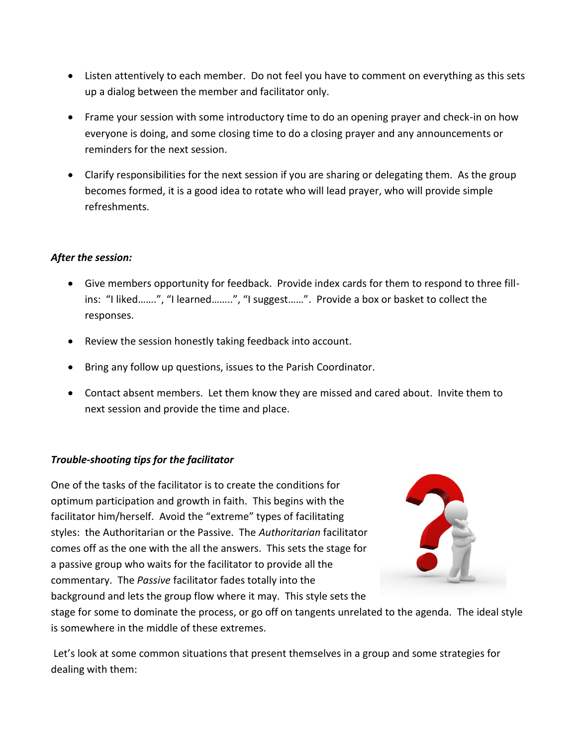- Listen attentively to each member. Do not feel you have to comment on everything as this sets up a dialog between the member and facilitator only.

- Frame your session with some introductory time to do an opening prayer and check-in on how everyone is doing, and some closing time to do a closing prayer and any announcements or reminders for the next session.

- Clarify responsibilities for the next session if you are sharing or delegating them. As the group becomes formed, it is a good idea to rotate who will lead prayer, who will provide simple refreshments.

***After the session:***

- Give members opportunity for feedback. Provide index cards for them to respond to three fill-ins: "I liked…….", "I learned……..", "I suggest……". Provide a box or basket to collect the responses.

- Review the session honestly taking feedback into account.

- Bring any follow up questions, issues to the Parish Coordinator.

- Contact absent members. Let them know they are missed and cared about. Invite them to next session and provide the time and place.

***Trouble-shooting tips for the facilitator***

One of the tasks of the facilitator is to create the conditions for optimum participation and growth in faith. This begins with the facilitator him/herself. Avoid the "extreme" types of facilitating styles: the Authoritarian or the Passive. The *Authoritarian* facilitator comes off as the one with the all the answers. This sets the stage for a passive group who waits for the facilitator to provide all the commentary. The *Passive* facilitator fades totally into the background and lets the group flow where it may. This style sets the stage for some to dominate the process, or go off on tangents unrelated to the agenda. The ideal style is somewhere in the middle of these extremes.

Let's look at some common situations that present themselves in a group and some strategies for dealing with them: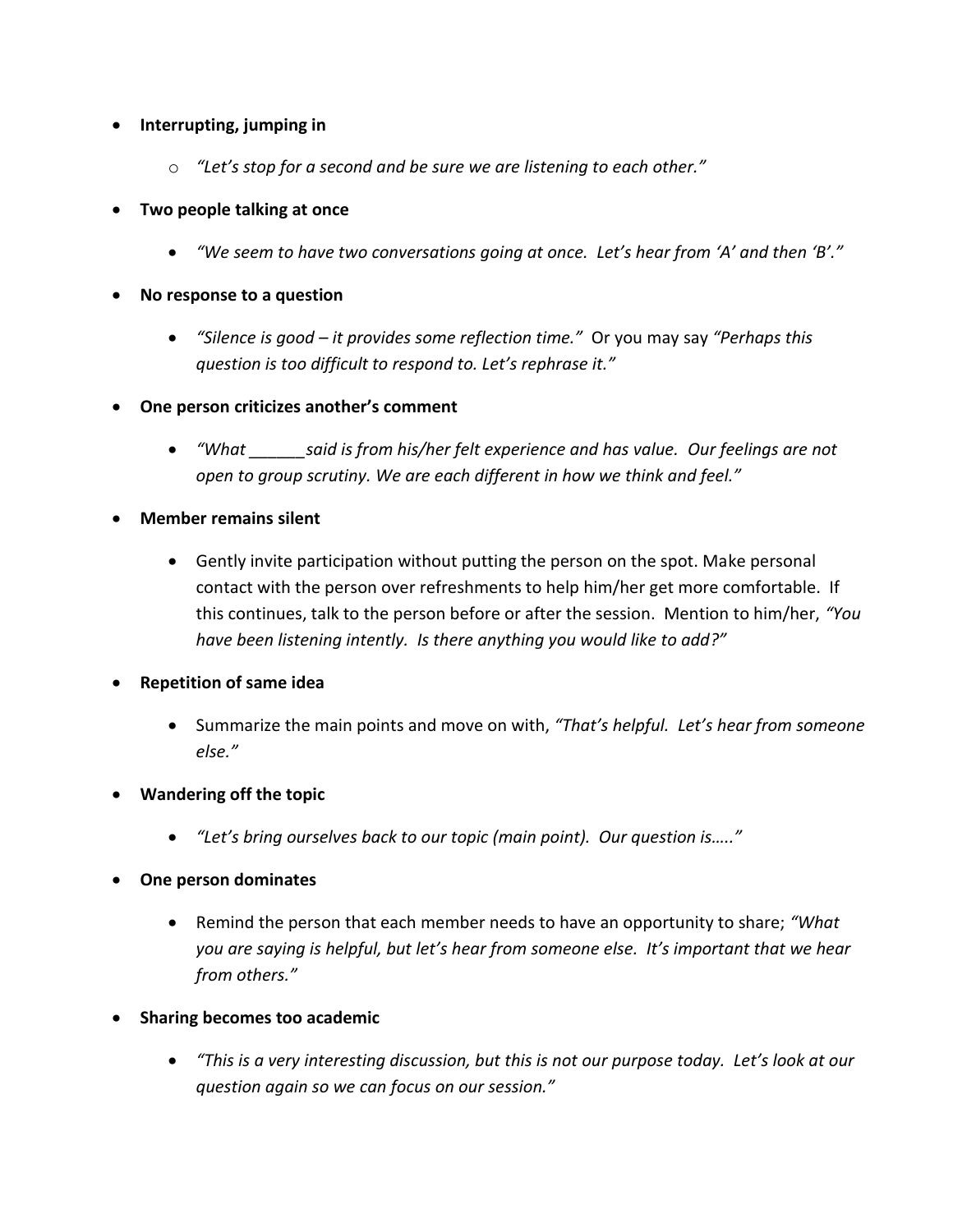- **Interrupting, jumping in**
    - *"Let's stop for a second and be sure we are listening to each other."*
- **Two people talking at once**
    - *"We seem to have two conversations going at once. Let's hear from 'A' and then 'B'."*
- **No response to a question**
    - *"Silence is good – it provides some reflection time."* Or you may say *"Perhaps this question is too difficult to respond to. Let's rephrase it."*
- **One person criticizes another's comment**
    - *"What ______said is from his/her felt experience and has value. Our feelings are not open to group scrutiny. We are each different in how we think and feel."*
- **Member remains silent**
    - Gently invite participation without putting the person on the spot. Make personal contact with the person over refreshments to help him/her get more comfortable. If this continues, talk to the person before or after the session. Mention to him/her, *"You have been listening intently. Is there anything you would like to add?"*
- **Repetition of same idea**
    - Summarize the main points and move on with, *"That's helpful. Let's hear from someone else."*
- **Wandering off the topic**
    - *"Let's bring ourselves back to our topic (main point). Our question is….."*
- **One person dominates**
    - Remind the person that each member needs to have an opportunity to share; *"What you are saying is helpful, but let's hear from someone else. It's important that we hear from others."*
- **Sharing becomes too academic**
    - *"This is a very interesting discussion, but this is not our purpose today. Let's look at our question again so we can focus on our session."*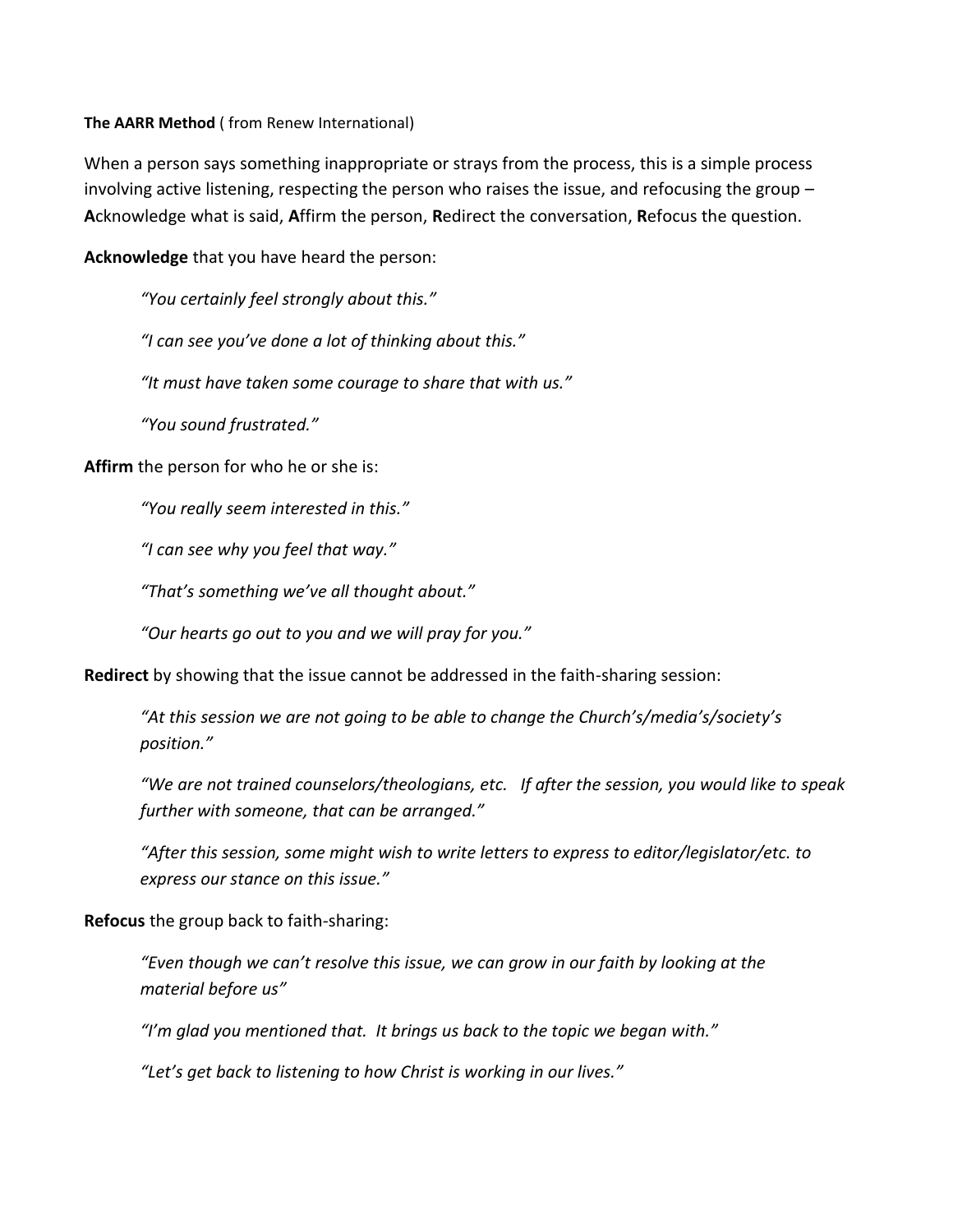**The AARR Method** ( from Renew International)

When a person says something inappropriate or strays from the process, this is a simple process involving active listening, respecting the person who raises the issue, and refocusing the group – **A**cknowledge what is said, **A**ffirm the person, **R**edirect the conversation, **R**efocus the question.

**Acknowledge** that you have heard the person:

> *"You certainly feel strongly about this."*
>
> *"I can see you've done a lot of thinking about this."*
>
> *"It must have taken some courage to share that with us."*
>
> *"You sound frustrated."*

**Affirm** the person for who he or she is:

> *"You really seem interested in this."*
>
> *"I can see why you feel that way."*
>
> *"That's something we've all thought about."*
>
> *"Our hearts go out to you and we will pray for you."*

**Redirect** by showing that the issue cannot be addressed in the faith-sharing session:

> *"At this session we are not going to be able to change the Church's/media's/society's position."*
>
> *"We are not trained counselors/theologians, etc. If after the session, you would like to speak further with someone, that can be arranged."*
>
> *"After this session, some might wish to write letters to express to editor/legislator/etc. to express our stance on this issue."*

**Refocus** the group back to faith-sharing:

> *"Even though we can't resolve this issue, we can grow in our faith by looking at the material before us"*
>
> *"I'm glad you mentioned that. It brings us back to the topic we began with."*
>
> *"Let's get back to listening to how Christ is working in our lives."*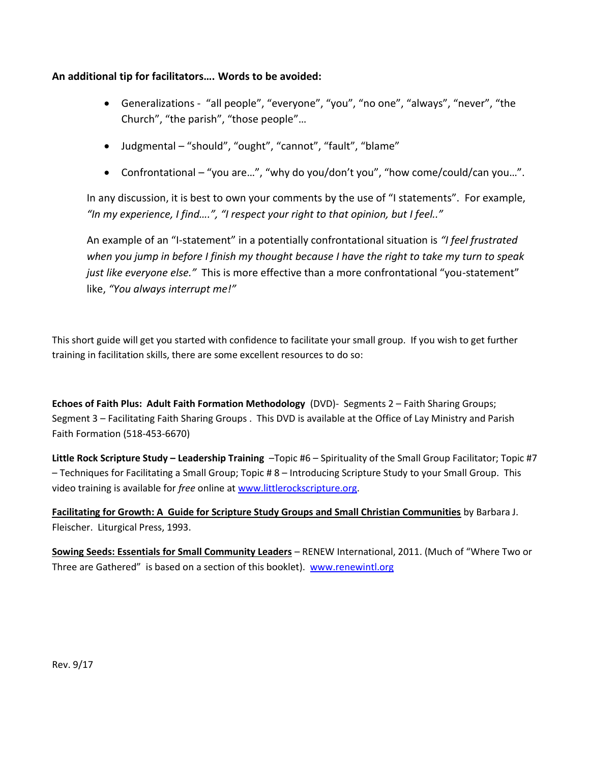**An additional tip for facilitators…. Words to be avoided:**

- Generalizations - "all people", "everyone", "you", "no one", "always", "never", "the Church", "the parish", "those people"…
- Judgmental – "should", "ought", "cannot", "fault", "blame"
- Confrontational – "you are…", "why do you/don't you", "how come/could/can you…".

In any discussion, it is best to own your comments by the use of "I statements". For example, *"In my experience, I find….", "I respect your right to that opinion, but I feel.."*

An example of an "I-statement" in a potentially confrontational situation is *"I feel frustrated when you jump in before I finish my thought because I have the right to take my turn to speak just like everyone else."* This is more effective than a more confrontational "you-statement" like, *"You always interrupt me!"*

This short guide will get you started with confidence to facilitate your small group. If you wish to get further training in facilitation skills, there are some excellent resources to do so:

**Echoes of Faith Plus: Adult Faith Formation Methodology** (DVD)- Segments 2 – Faith Sharing Groups; Segment 3 – Facilitating Faith Sharing Groups . This DVD is available at the Office of Lay Ministry and Parish Faith Formation (518-453-6670)

**Little Rock Scripture Study – Leadership Training** –Topic #6 – Spirituality of the Small Group Facilitator; Topic #7 – Techniques for Facilitating a Small Group; Topic # 8 – Introducing Scripture Study to your Small Group. This video training is available for *free* online at www.littlerockscripture.org.

**Facilitating for Growth: A Guide for Scripture Study Groups and Small Christian Communities** by Barbara J. Fleischer. Liturgical Press, 1993.

**Sowing Seeds: Essentials for Small Community Leaders** – RENEW International, 2011. (Much of "Where Two or Three are Gathered" is based on a section of this booklet). www.renewintl.org

Rev. 9/17